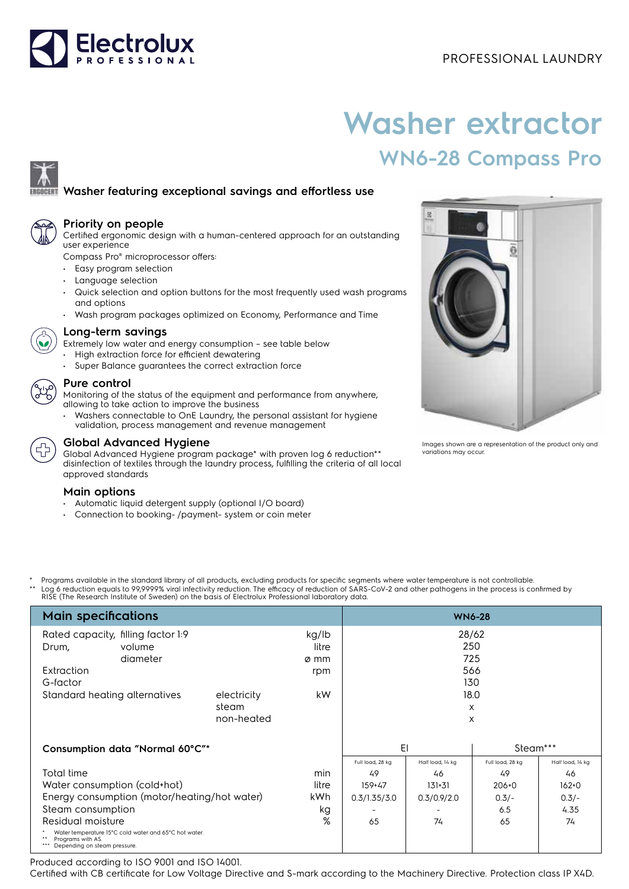PROFESSIONAL LAUNDRY

# Washer extractor

## WN6-28 Compass Pro

### Washer featuring exceptional savings and effortless use

### Priority on people

Certified ergonomic design with a human-centered approach for an outstanding user experience

Compass Pro® microprocessor offers:

- Easy program selection
- Language selection
- Quick selection and option buttons for the most frequently used wash programs and options
- Wash program packages optimized on Economy, Performance and Time

### Long-term savings

Extremely low water and energy consumption – see table below

- High extraction force for efficient dewatering
- Super Balance guarantees the correct extraction force

### Pure control

Monitoring of the status of the equipment and performance from anywhere, allowing to take action to improve the business

- Washers connectable to OnE Laundry, the personal assistant for hygiene validation, process management and revenue management

### Global Advanced Hygiene

Global Advanced Hygiene program package* with proven log 6 reduction** disinfection of textiles through the laundry process, fulfilling the criteria of all local approved standards

### Main options

- Automatic liquid detergent supply (optional I/O board)
- Connection to booking- /payment- system or coin meter

Images shown are a representation of the product only and variations may occur.

\* Programs available in the standard library of all products, excluding products for specific segments where water temperature is not controllable.
\*\* Log 6 reduction equals to 99,9999% viral infectivity reduction. The efficacy of reduction of SARS-CoV-2 and other pathogens in the process is confirmed by RISE (The Research Institute of Sweden) on the basis of Electrolux Professional laboratory data.

| Main specifications | | | WN6-28 | | | |
|---|---|---|---|---|---|---|
| Rated capacity, filling factor 1:9 | | kg/lb | 28/62 | | | |
| Drum, volume | | litre | 250 | | | |
| Drum, diameter | | ø mm | 725 | | | |
| Extraction | | rpm | 566 | | | |
| G-factor | | | 130 | | | |
| Standard heating alternatives | electricity | kW | 18.0 | | | |
| | steam | | x | | | |
| | non-heated | | x | | | |
| **Consumption data "Normal 60°C"*** | | | El | | Steam*** | |
| | | | Full load, 28 kg | Half load, 14 kg | Full load, 28 kg | Half load, 14 kg |
| Total time | | min | 49 | 46 | 49 | 46 |
| Water consumption (cold+hot) | | litre | 159+47 | 131+31 | 206+0 | 162+0 |
| Energy consumption (motor/heating/hot water) | | kWh | 0.3/1.35/3.0 | 0.3/0.9/2.0 | 0.3/- | 0.3/- |
| Steam consumption | | kg | - | - | 6.5 | 4.35 |
| Residual moisture | | % | 65 | 74 | 65 | 74 |

\* Water temperature 15°C cold water and 65°C hot water.
\*\* Programs with AS.
\*\*\* Depending on steam pressure.

Produced according to ISO 9001 and ISO 14001.
Certified with CB certificate for Low Voltage Directive and S-mark according to the Machinery Directive. Protection class IP X4D.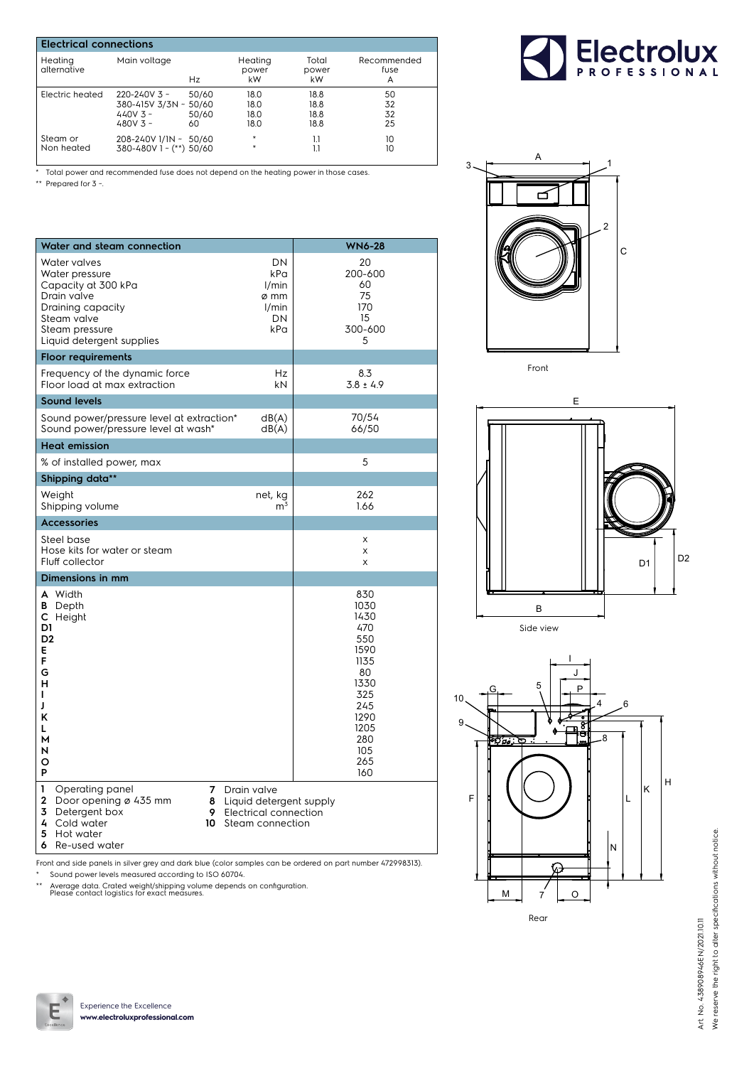## Electrical connections

| Heating alternative | Main voltage | Hz | Heating power kW | Total power kW | Recommended fuse A |
|---|---|---|---|---|---|
| Electric heated | 220-240V 3 ~ | 50/60 | 18.0 | 18.8 | 50 |
| | 380-415V 3/3N ~ | 50/60 | 18.0 | 18.8 | 32 |
| | 440V 3 ~ | 50/60 | 18.0 | 18.8 | 32 |
| | 480V 3 ~ | 60 | 18.0 | 18.8 | 25 |
| Steam or Non heated | 208-240V 1/1N ~ | 50/60 | * | 1.1 | 10 |
| | 380-480V 1 ~ (**) | 50/60 | * | 1.1 | 10 |

\* Total power and recommended fuse does not depend on the heating power in those cases.

** Prepared for 3 ~.

| Water and steam connection | | WN6-28 |
|---|---|---|
| Water valves | DN | 20 |
| Water pressure | kPa | 200-600 |
| Capacity at 300 kPa | l/min | 60 |
| Drain valve | ø mm | 75 |
| Draining capacity | l/min | 170 |
| Steam valve | DN | 15 |
| Steam pressure | kPa | 300-600 |
| Liquid detergent supplies | | 5 |
| **Floor requirements** | | |
| Frequency of the dynamic force | Hz | 8.3 |
| Floor load at max extraction | kN | 3.8 ± 4.9 |
| **Sound levels** | | |
| Sound power/pressure level at extraction* | dB(A) | 70/54 |
| Sound power/pressure level at wash* | dB(A) | 66/50 |
| **Heat emission** | | |
| % of installed power, max | | 5 |
| **Shipping data**** | | |
| Weight | net, kg | 262 |
| Shipping volume | $m^3$ | 1.66 |
| **Accessories** | | |
| Steel base | | x |
| Hose kits for water or steam | | x |
| Fluff collector | | x |
| **Dimensions in mm** | | |
| A Width | | 830 |
| B Depth | | 1030 |
| C Height | | 1430 |
| D1 | | 470 |
| D2 | | 550 |
| E | | 1590 |
| F | | 1135 |
| G | | 80 |
| H | | 1330 |
| I | | 325 |
| J | | 245 |
| K | | 1290 |
| L | | 1205 |
| M | | 280 |
| N | | 105 |
| O | | 265 |
| P | | 160 |

1 Operating panel
2 Door opening ø 435 mm
3 Detergent box
4 Cold water
5 Hot water
6 Re-used water
7 Drain valve
8 Liquid detergent supply
9 Electrical connection
10 Steam connection

Front and side panels in silver grey and dark blue (color samples can be ordered on part number 472998313).

\* Sound power levels measured according to ISO 60704.

** Average data. Crated weight/shipping volume depends on configuration. Please contact logistics for exact measures.

Front

Side view

Rear

Experience the Excellence
**www.electroluxprofessional.com**

Art. No. 438908946EN/2021.10.11
We reserve the right to alter specifications without notice.